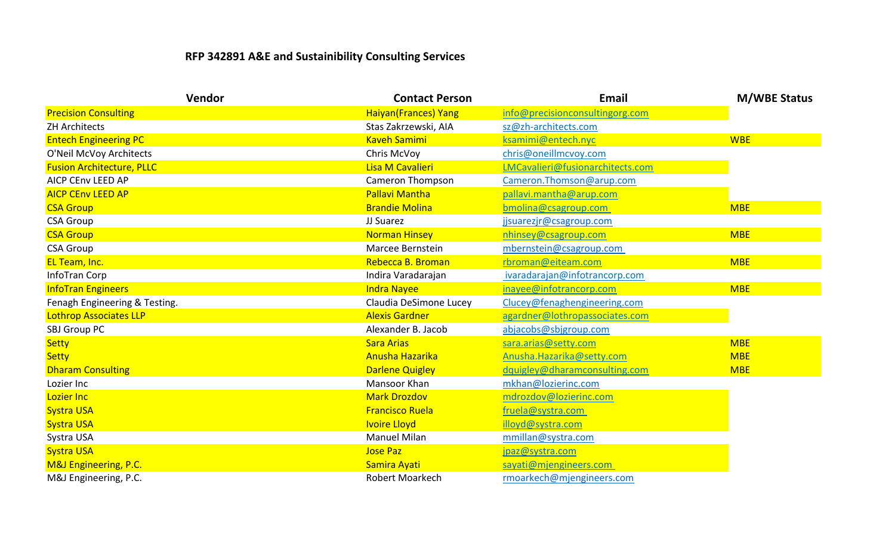# RFP 342891 A&E and Sustainibility Consulting Services

| Vendor | Contact Person | Email | M/WBE Status |
|---|---|---|---|
| Precision Consulting | Haiyan(Frances) Yang | info@precisionconsultingorg.com | |
| ZH Architects | Stas Zakrzewski, AIA | sz@zh-architects.com | |
| Entech Engineering PC | Kaveh Samimi | ksamimi@entech.nyc | WBE |
| O'Neil McVoy Architects | Chris McVoy | chris@oneillmcvoy.com | |
| Fusion Architecture, PLLC | Lisa M Cavalieri | LMCavalieri@fusionarchitects.com | |
| AICP CEnv LEED AP | Cameron Thompson | Cameron.Thomson@arup.com | |
| AICP CEnv LEED AP | Pallavi Mantha | pallavi.mantha@arup.com | |
| CSA Group | Brandie Molina | bmolina@csagroup.com | MBE |
| CSA Group | JJ Suarez | jjsuarezjr@csagroup.com | |
| CSA Group | Norman Hinsey | nhinsey@csagroup.com | MBE |
| CSA Group | Marcee Bernstein | mbernstein@csagroup.com | |
| EL Team, Inc. | Rebecca B. Broman | rbroman@eiteam.com | MBE |
| InfoTran Corp | Indira Varadarajan | ivaradarajan@infotrancorp.com | |
| InfoTran Engineers | Indra Nayee | inayee@infotrancorp.com | MBE |
| Fenagh Engineering & Testing. | Claudia DeSimone Lucey | Clucey@fenaghengineering.com | |
| Lothrop Associates LLP | Alexis Gardner | agardner@lothropassociates.com | |
| SBJ Group PC | Alexander B. Jacob | abjacobs@sbjgroup.com | |
| Setty | Sara Arias | sara.arias@setty.com | MBE |
| Setty | Anusha Hazarika | Anusha.Hazarika@setty.com | MBE |
| Dharam Consulting | Darlene Quigley | dquigley@dharamconsulting.com | MBE |
| Lozier Inc | Mansoor Khan | mkhan@lozierinc.com | |
| Lozier Inc | Mark Drozdov | mdrozdov@lozierinc.com | |
| Systra USA | Francisco Ruela | fruela@systra.com | |
| Systra USA | Ivoire Lloyd | illoyd@systra.com | |
| Systra USA | Manuel Milan | mmillan@systra.com | |
| Systra USA | Jose Paz | jpaz@systra.com | |
| M&J Engineering, P.C. | Samira Ayati | sayati@mjengineers.com | |
| M&J Engineering, P.C. | Robert Moarkech | rmoarkech@mjengineers.com | |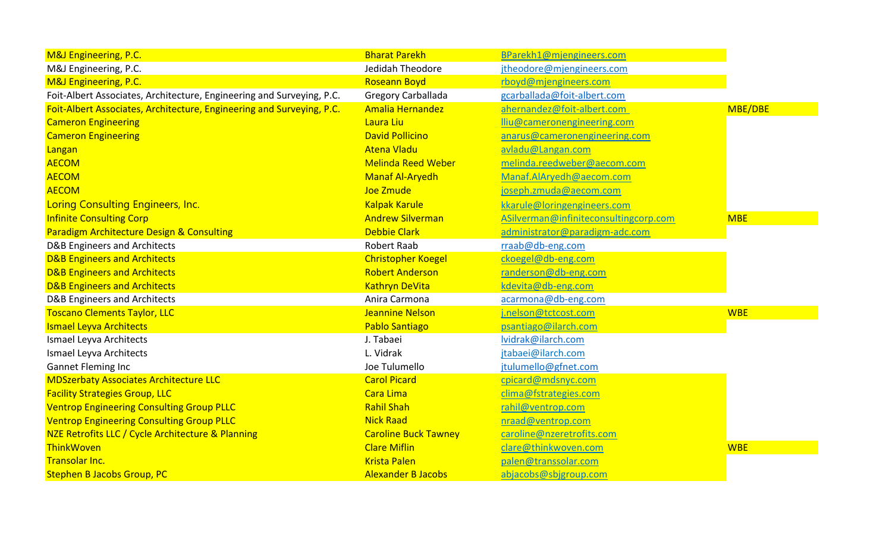| | | | |
|---|---|---|---|
| M&J Engineering, P.C. | Bharat Parekh | BParekh1@mjengineers.com | |
| M&J Engineering, P.C. | Jedidah Theodore | jtheodore@mjengineers.com | |
| M&J Engineering, P.C. | Roseann Boyd | rboyd@mjengineers.com | |
| Foit-Albert Associates, Architecture, Engineering and Surveying, P.C. | Gregory Carballada | gcarballada@foit-albert.com | |
| Foit-Albert Associates, Architecture, Engineering and Surveying, P.C. | Amalia Hernandez | ahernandez@foit-albert.com | MBE/DBE |
| Cameron Engineering | Laura Liu | lliu@cameronengineering.com | |
| Cameron Engineering | David Pollicino | anarus@cameronengineering.com | |
| Langan | Atena Vladu | avladu@Langan.com | |
| AECOM | Melinda Reed Weber | melinda.reedweber@aecom.com | |
| AECOM | Manaf Al-Aryedh | Manaf.AlAryedh@aecom.com | |
| AECOM | Joe Zmude | joseph.zmuda@aecom.com | |
| Loring Consulting Engineers, Inc. | Kalpak Karule | kkarule@loringengineers.com | |
| Infinite Consulting Corp | Andrew Silverman | ASilverman@infiniteconsultingcorp.com | MBE |
| Paradigm Architecture Design & Consulting | Debbie Clark | administrator@paradigm-adc.com | |
| D&B Engineers and Architects | Robert Raab | rraab@db-eng.com | |
| D&B Engineers and Architects | Christopher Koegel | ckoegel@db-eng.com | |
| D&B Engineers and Architects | Robert Anderson | randerson@db-eng.com | |
| D&B Engineers and Architects | Kathryn DeVita | kdevita@db-eng.com | |
| D&B Engineers and Architects | Anira Carmona | acarmona@db-eng.com | |
| Toscano Clements Taylor, LLC | Jeannine Nelson | j.nelson@tctcost.com | WBE |
| Ismael Leyva Architects | Pablo Santiago | psantiago@ilarch.com | |
| Ismael Leyva Architects | J. Tabaei | lvidrak@ilarch.com | |
| Ismael Leyva Architects | L. Vidrak | jtabaei@ilarch.com | |
| Gannet Fleming Inc | Joe Tulumello | jtulumello@gfnet.com | |
| MDSzerbaty Associates Architecture LLC | Carol Picard | cpicard@mdsnyc.com | |
| Facility Strategies Group, LLC | Cara Lima | clima@fstrategies.com | |
| Ventrop Engineering Consulting Group PLLC | Rahil Shah | rahil@ventrop.com | |
| Ventrop Engineering Consulting Group PLLC | Nick Raad | nraad@ventrop.com | |
| NZE Retrofits LLC / Cycle Architecture & Planning | Caroline Buck Tawney | caroline@nzeretrofits.com | |
| ThinkWoven | Clare Miflin | clare@thinkwoven.com | WBE |
| Transolar Inc. | Krista Palen | palen@transsolar.com | |
| Stephen B Jacobs Group, PC | Alexander B Jacobs | abjacobs@sbjgroup.com | |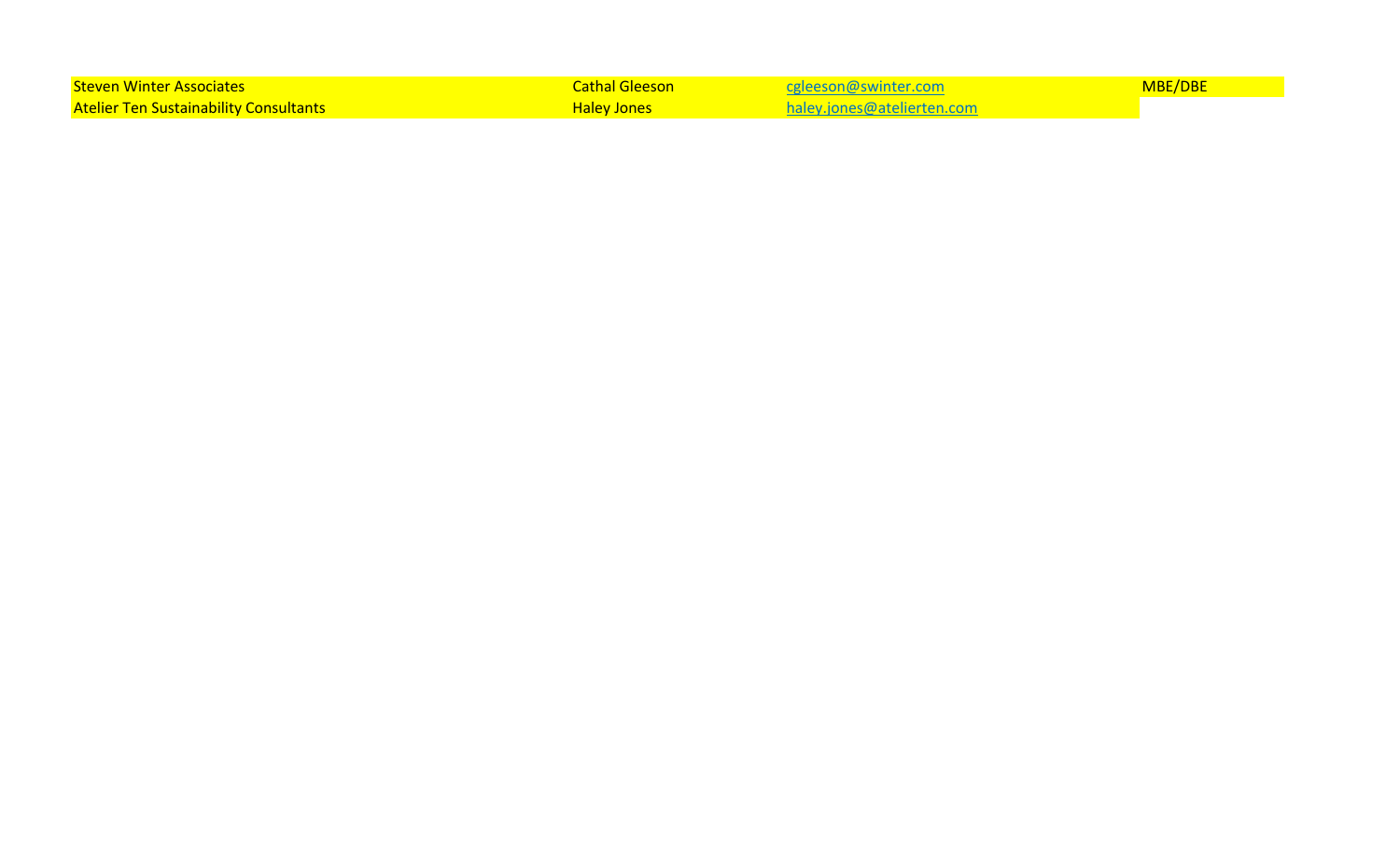| | | | |
|---|---|---|---|
| Steven Winter Associates | Cathal Gleeson | cgleeson@swinter.com | MBE/DBE |
| Atelier Ten Sustainability Consultants | Haley Jones | haley.jones@atelierten.com | |